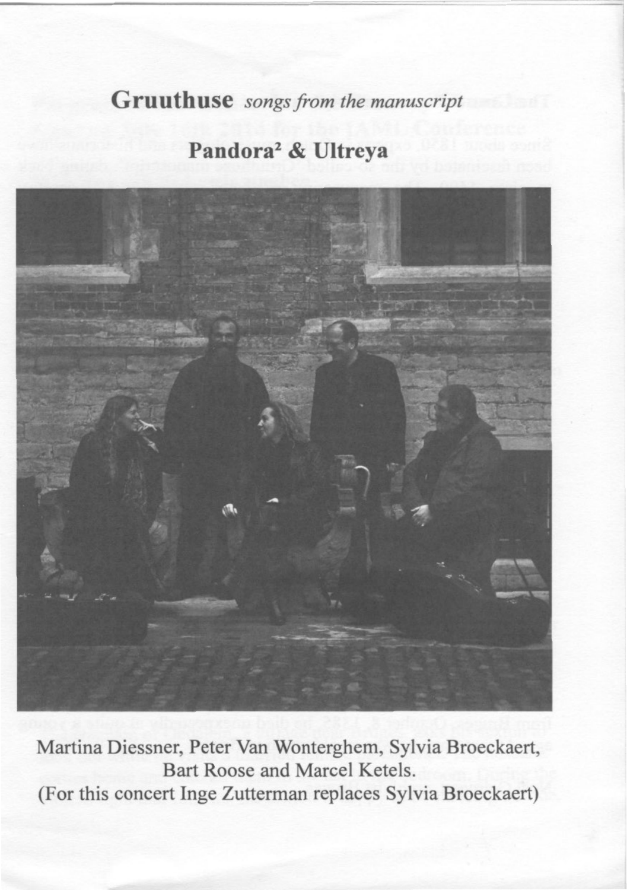## **Gruuthuse** *songs from the manuscript*

### **Pandora² & Ultreya**

Martina Diessner, Peter Van Wonterghem, Sylvia Broeckaert, Bart Roose and Marcel Ketels.
(For this concert Inge Zutterman replaces Sylvia Broeckaert)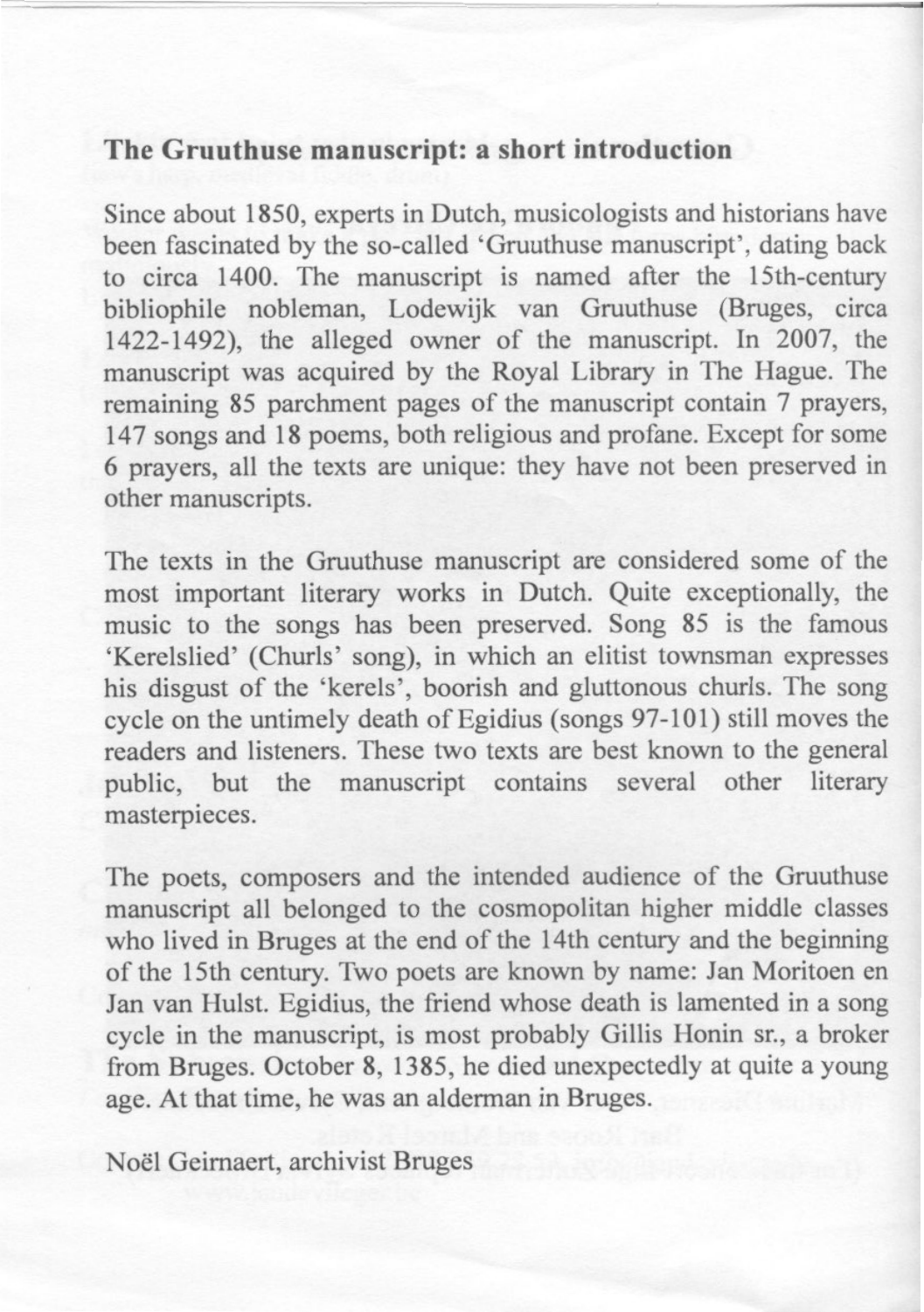## The Gruuthuse manuscript: a short introduction

Since about 1850, experts in Dutch, musicologists and historians have been fascinated by the so-called 'Gruuthuse manuscript', dating back to circa 1400. The manuscript is named after the 15th-century bibliophile nobleman, Lodewijk van Gruuthuse (Bruges, circa 1422-1492), the alleged owner of the manuscript. In 2007, the manuscript was acquired by the Royal Library in The Hague. The remaining 85 parchment pages of the manuscript contain 7 prayers, 147 songs and 18 poems, both religious and profane. Except for some 6 prayers, all the texts are unique: they have not been preserved in other manuscripts.

The texts in the Gruuthuse manuscript are considered some of the most important literary works in Dutch. Quite exceptionally, the music to the songs has been preserved. Song 85 is the famous 'Kerelslied' (Churls' song), in which an elitist townsman expresses his disgust of the 'kerels', boorish and gluttonous churls. The song cycle on the untimely death of Egidius (songs 97-101) still moves the readers and listeners. These two texts are best known to the general public, but the manuscript contains several other literary masterpieces.

The poets, composers and the intended audience of the Gruuthuse manuscript all belonged to the cosmopolitan higher middle classes who lived in Bruges at the end of the 14th century and the beginning of the 15th century. Two poets are known by name: Jan Moritoen en Jan van Hulst. Egidius, the friend whose death is lamented in a song cycle in the manuscript, is most probably Gillis Honin sr., a broker from Bruges. October 8, 1385, he died unexpectedly at quite a young age. At that time, he was an alderman in Bruges.

Noël Geirnaert, archivist Bruges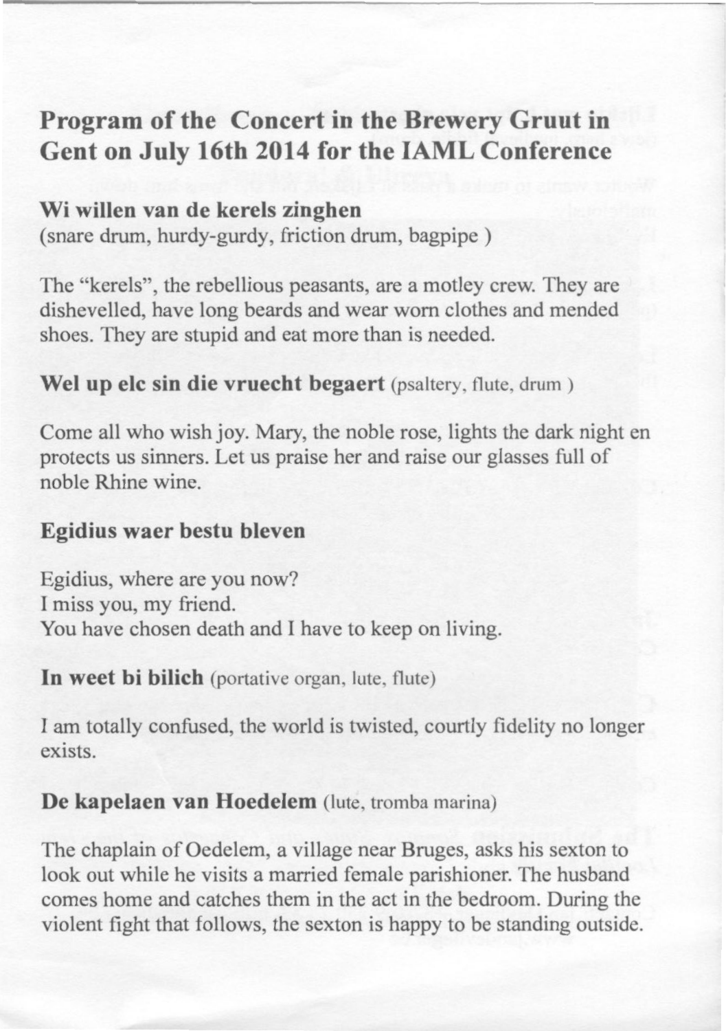# Program of the Concert in the Brewery Gruut in Gent on July 16th 2014 for the IAML Conference

**Wi willen van de kerels zinghen**
(snare drum, hurdy-gurdy, friction drum, bagpipe )

The "kerels", the rebellious peasants, are a motley crew. They are dishevelled, have long beards and wear worn clothes and mended shoes. They are stupid and eat more than is needed.

**Wel up elc sin die vruecht begaert** (psaltery, flute, drum )

Come all who wish joy. Mary, the noble rose, lights the dark night en protects us sinners. Let us praise her and raise our glasses full of noble Rhine wine.

**Egidius waer bestu bleven**

Egidius, where are you now?
I miss you, my friend.
You have chosen death and I have to keep on living.

**In weet bi bilich** (portative organ, lute, flute)

I am totally confused, the world is twisted, courtly fidelity no longer exists.

**De kapelaen van Hoedelem** (lute, tromba marina)

The chaplain of Oedelem, a village near Bruges, asks his sexton to look out while he visits a married female parishioner. The husband comes home and catches them in the act in the bedroom. During the violent fight that follows, the sexton is happy to be standing outside.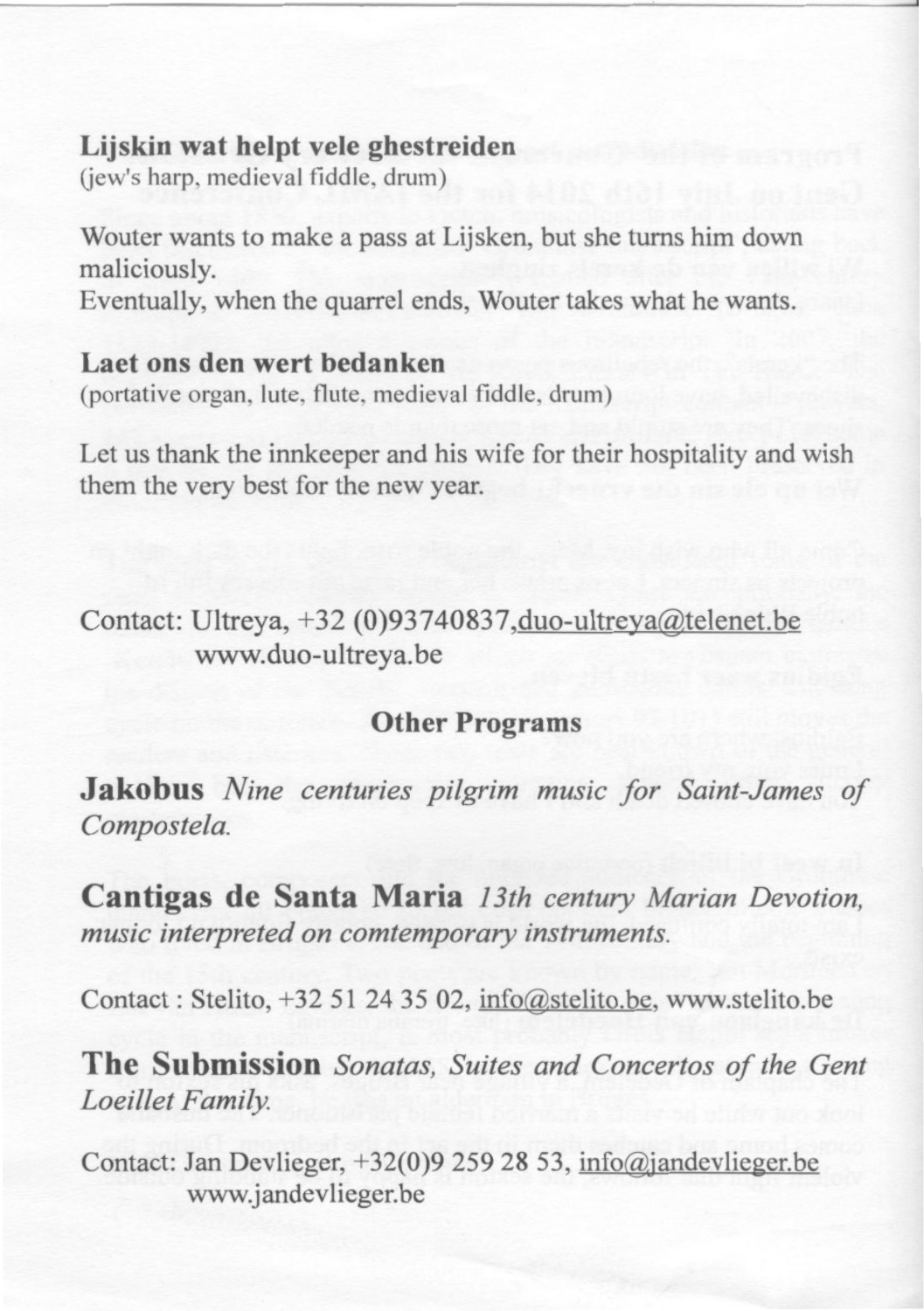**Lijskin wat helpt vele ghestreiden**
(jew's harp, medieval fiddle, drum)

Wouter wants to make a pass at Lijsken, but she turns him down maliciously.
Eventually, when the quarrel ends, Wouter takes what he wants.

**Laet ons den wert bedanken**
(portative organ, lute, flute, medieval fiddle, drum)

Let us thank the innkeeper and his wife for their hospitality and wish them the very best for the new year.

Contact: Ultreya, +32 (0)93740837,duo-ultreya@telenet.be
www.duo-ultreya.be

## Other Programs

**Jakobus** *Nine centuries pilgrim music for Saint-James of Compostela.*

**Cantigas de Santa Maria** *13th century Marian Devotion, music interpreted on comtemporary instruments.*

Contact : Stelito, +32 51 24 35 02, info@stelito.be, www.stelito.be

**The Submission** *Sonatas, Suites and Concertos of the Gent Loeillet Family.*

Contact: Jan Devlieger, +32(0)9 259 28 53, info@jandevlieger.be
www.jandevlieger.be